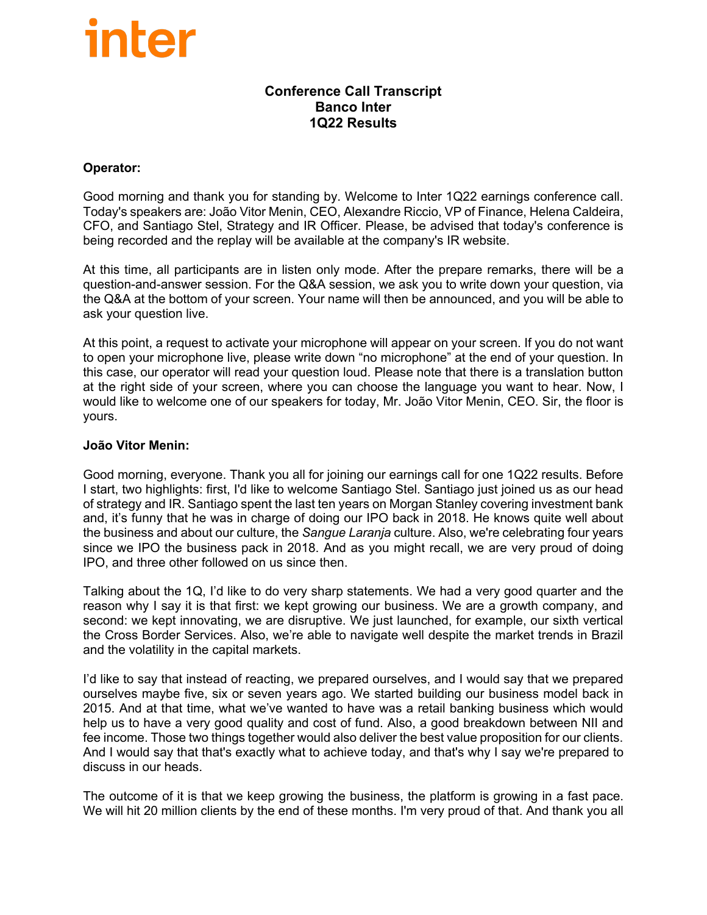inter

**Conference Call Transcript**
**Banco Inter**
**1Q22 Results**

**Operator:**

Good morning and thank you for standing by. Welcome to Inter 1Q22 earnings conference call. Today's speakers are: João Vitor Menin, CEO, Alexandre Riccio, VP of Finance, Helena Caldeira, CFO, and Santiago Stel, Strategy and IR Officer. Please, be advised that today's conference is being recorded and the replay will be available at the company's IR website.

At this time, all participants are in listen only mode. After the prepare remarks, there will be a question-and-answer session. For the Q&A session, we ask you to write down your question, via the Q&A at the bottom of your screen. Your name will then be announced, and you will be able to ask your question live.

At this point, a request to activate your microphone will appear on your screen. If you do not want to open your microphone live, please write down "no microphone" at the end of your question. In this case, our operator will read your question loud. Please note that there is a translation button at the right side of your screen, where you can choose the language you want to hear. Now, I would like to welcome one of our speakers for today, Mr. João Vitor Menin, CEO. Sir, the floor is yours.

**João Vitor Menin:**

Good morning, everyone. Thank you all for joining our earnings call for one 1Q22 results. Before I start, two highlights: first, I'd like to welcome Santiago Stel. Santiago just joined us as our head of strategy and IR. Santiago spent the last ten years on Morgan Stanley covering investment bank and, it's funny that he was in charge of doing our IPO back in 2018. He knows quite well about the business and about our culture, the *Sangue Laranja* culture. Also, we're celebrating four years since we IPO the business pack in 2018. And as you might recall, we are very proud of doing IPO, and three other followed on us since then.

Talking about the 1Q, I'd like to do very sharp statements. We had a very good quarter and the reason why I say it is that first: we kept growing our business. We are a growth company, and second: we kept innovating, we are disruptive. We just launched, for example, our sixth vertical the Cross Border Services. Also, we're able to navigate well despite the market trends in Brazil and the volatility in the capital markets.

I'd like to say that instead of reacting, we prepared ourselves, and I would say that we prepared ourselves maybe five, six or seven years ago. We started building our business model back in 2015. And at that time, what we've wanted to have was a retail banking business which would help us to have a very good quality and cost of fund. Also, a good breakdown between NII and fee income. Those two things together would also deliver the best value proposition for our clients. And I would say that that's exactly what to achieve today, and that's why I say we're prepared to discuss in our heads.

The outcome of it is that we keep growing the business, the platform is growing in a fast pace. We will hit 20 million clients by the end of these months. I'm very proud of that. And thank you all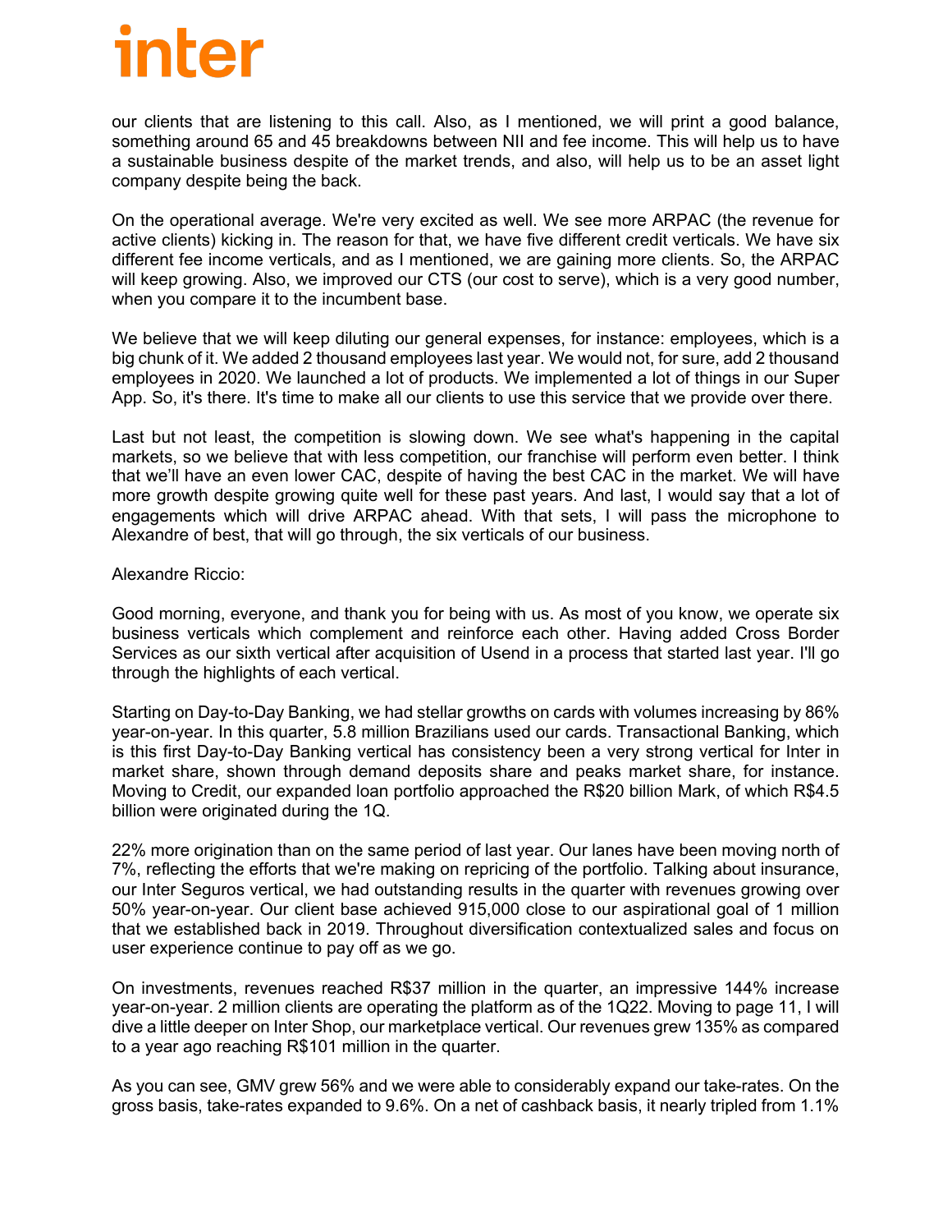our clients that are listening to this call. Also, as I mentioned, we will print a good balance, something around 65 and 45 breakdowns between NII and fee income. This will help us to have a sustainable business despite of the market trends, and also, will help us to be an asset light company despite being the back.

On the operational average. We're very excited as well. We see more ARPAC (the revenue for active clients) kicking in. The reason for that, we have five different credit verticals. We have six different fee income verticals, and as I mentioned, we are gaining more clients. So, the ARPAC will keep growing. Also, we improved our CTS (our cost to serve), which is a very good number, when you compare it to the incumbent base.

We believe that we will keep diluting our general expenses, for instance: employees, which is a big chunk of it. We added 2 thousand employees last year. We would not, for sure, add 2 thousand employees in 2020. We launched a lot of products. We implemented a lot of things in our Super App. So, it's there. It's time to make all our clients to use this service that we provide over there.

Last but not least, the competition is slowing down. We see what's happening in the capital markets, so we believe that with less competition, our franchise will perform even better. I think that we'll have an even lower CAC, despite of having the best CAC in the market. We will have more growth despite growing quite well for these past years. And last, I would say that a lot of engagements which will drive ARPAC ahead. With that sets, I will pass the microphone to Alexandre of best, that will go through, the six verticals of our business.

Alexandre Riccio:

Good morning, everyone, and thank you for being with us. As most of you know, we operate six business verticals which complement and reinforce each other. Having added Cross Border Services as our sixth vertical after acquisition of Usend in a process that started last year. I'll go through the highlights of each vertical.

Starting on Day-to-Day Banking, we had stellar growths on cards with volumes increasing by 86% year-on-year. In this quarter, 5.8 million Brazilians used our cards. Transactional Banking, which is this first Day-to-Day Banking vertical has consistency been a very strong vertical for Inter in market share, shown through demand deposits share and peaks market share, for instance. Moving to Credit, our expanded loan portfolio approached the R$20 billion Mark, of which R$4.5 billion were originated during the 1Q.

22% more origination than on the same period of last year. Our lanes have been moving north of 7%, reflecting the efforts that we're making on repricing of the portfolio. Talking about insurance, our Inter Seguros vertical, we had outstanding results in the quarter with revenues growing over 50% year-on-year. Our client base achieved 915,000 close to our aspirational goal of 1 million that we established back in 2019. Throughout diversification contextualized sales and focus on user experience continue to pay off as we go.

On investments, revenues reached R$37 million in the quarter, an impressive 144% increase year-on-year. 2 million clients are operating the platform as of the 1Q22. Moving to page 11, I will dive a little deeper on Inter Shop, our marketplace vertical. Our revenues grew 135% as compared to a year ago reaching R$101 million in the quarter.

As you can see, GMV grew 56% and we were able to considerably expand our take-rates. On the gross basis, take-rates expanded to 9.6%. On a net of cashback basis, it nearly tripled from 1.1%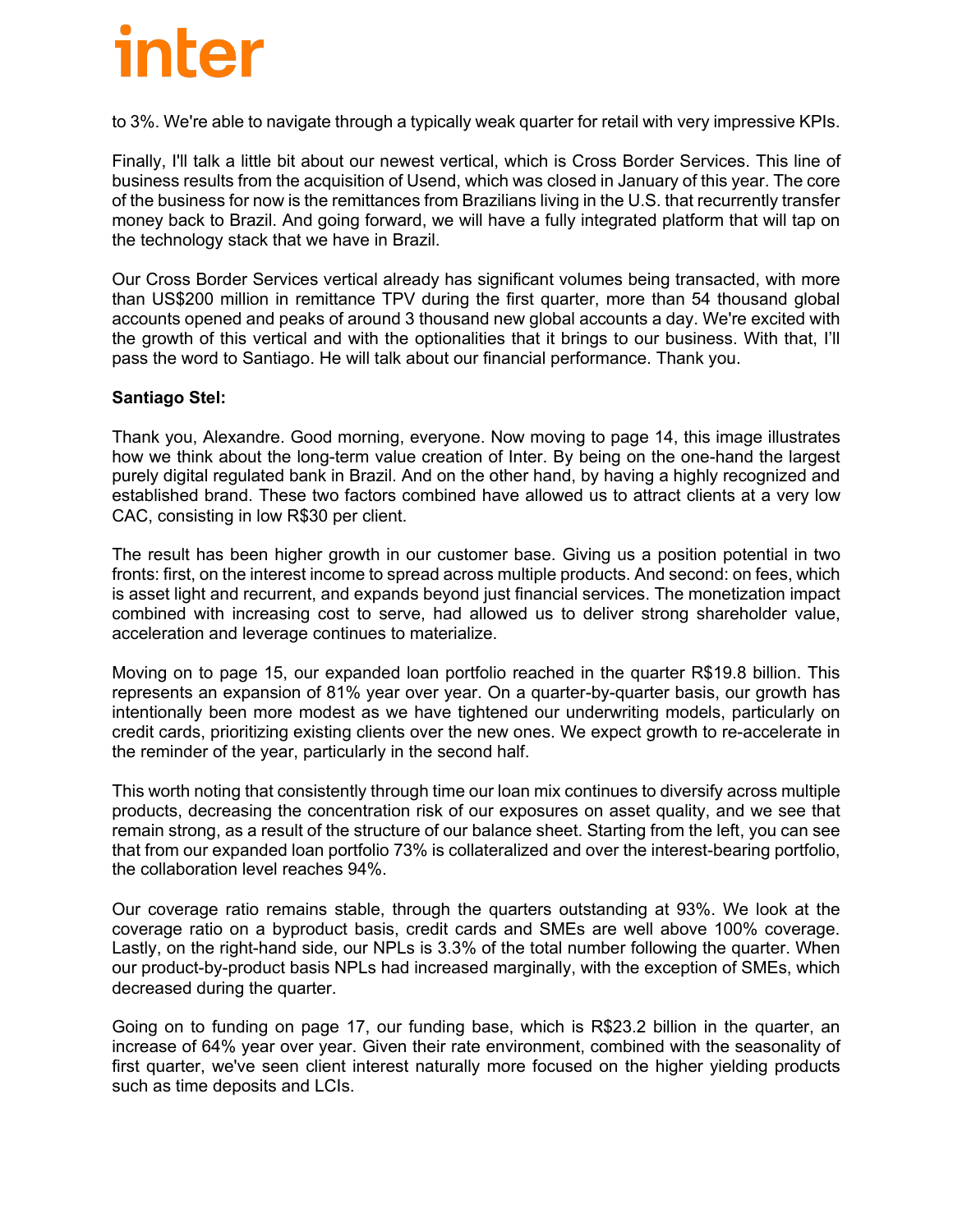to 3%. We're able to navigate through a typically weak quarter for retail with very impressive KPIs.

Finally, I'll talk a little bit about our newest vertical, which is Cross Border Services. This line of business results from the acquisition of Usend, which was closed in January of this year. The core of the business for now is the remittances from Brazilians living in the U.S. that recurrently transfer money back to Brazil. And going forward, we will have a fully integrated platform that will tap on the technology stack that we have in Brazil.

Our Cross Border Services vertical already has significant volumes being transacted, with more than US$200 million in remittance TPV during the first quarter, more than 54 thousand global accounts opened and peaks of around 3 thousand new global accounts a day. We're excited with the growth of this vertical and with the optionalities that it brings to our business. With that, I'll pass the word to Santiago. He will talk about our financial performance. Thank you.

**Santiago Stel:**

Thank you, Alexandre. Good morning, everyone. Now moving to page 14, this image illustrates how we think about the long-term value creation of Inter. By being on the one-hand the largest purely digital regulated bank in Brazil. And on the other hand, by having a highly recognized and established brand. These two factors combined have allowed us to attract clients at a very low CAC, consisting in low R$30 per client.

The result has been higher growth in our customer base. Giving us a position potential in two fronts: first, on the interest income to spread across multiple products. And second: on fees, which is asset light and recurrent, and expands beyond just financial services. The monetization impact combined with increasing cost to serve, had allowed us to deliver strong shareholder value, acceleration and leverage continues to materialize.

Moving on to page 15, our expanded loan portfolio reached in the quarter R$19.8 billion. This represents an expansion of 81% year over year. On a quarter-by-quarter basis, our growth has intentionally been more modest as we have tightened our underwriting models, particularly on credit cards, prioritizing existing clients over the new ones. We expect growth to re-accelerate in the reminder of the year, particularly in the second half.

This worth noting that consistently through time our loan mix continues to diversify across multiple products, decreasing the concentration risk of our exposures on asset quality, and we see that remain strong, as a result of the structure of our balance sheet. Starting from the left, you can see that from our expanded loan portfolio 73% is collateralized and over the interest-bearing portfolio, the collaboration level reaches 94%.

Our coverage ratio remains stable, through the quarters outstanding at 93%. We look at the coverage ratio on a byproduct basis, credit cards and SMEs are well above 100% coverage. Lastly, on the right-hand side, our NPLs is 3.3% of the total number following the quarter. When our product-by-product basis NPLs had increased marginally, with the exception of SMEs, which decreased during the quarter.

Going on to funding on page 17, our funding base, which is R$23.2 billion in the quarter, an increase of 64% year over year. Given their rate environment, combined with the seasonality of first quarter, we've seen client interest naturally more focused on the higher yielding products such as time deposits and LCIs.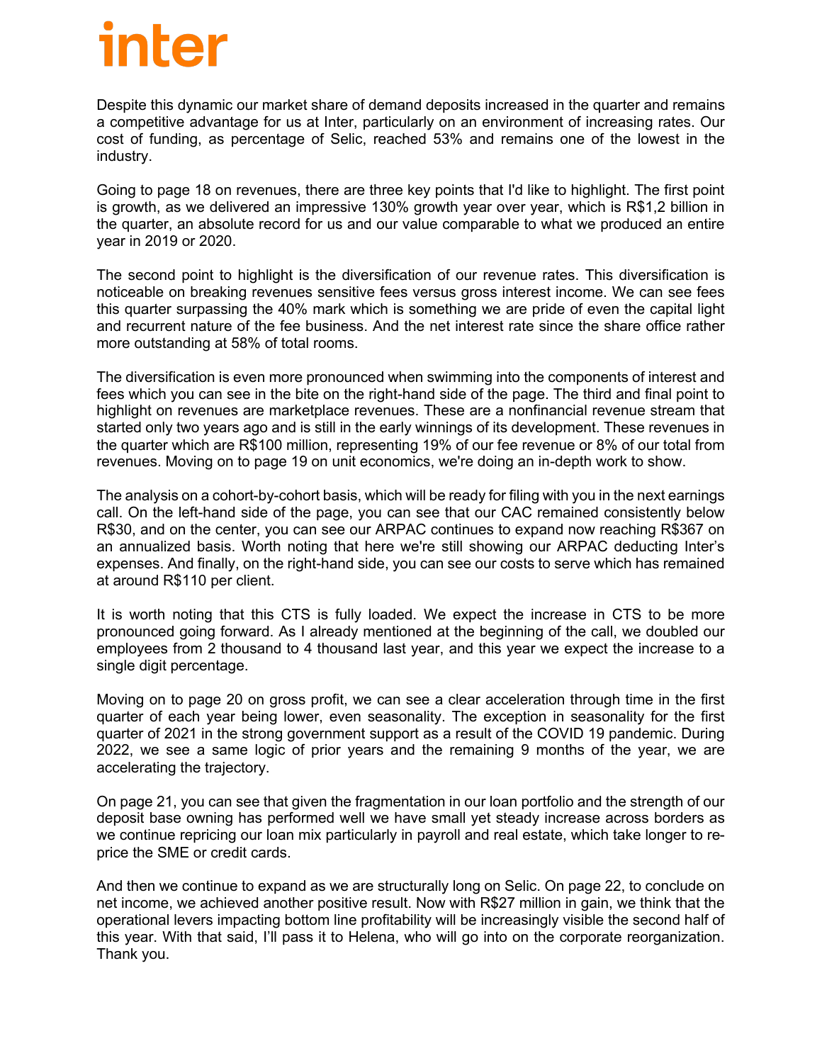Despite this dynamic our market share of demand deposits increased in the quarter and remains a competitive advantage for us at Inter, particularly on an environment of increasing rates. Our cost of funding, as percentage of Selic, reached 53% and remains one of the lowest in the industry.

Going to page 18 on revenues, there are three key points that I'd like to highlight. The first point is growth, as we delivered an impressive 130% growth year over year, which is R$1,2 billion in the quarter, an absolute record for us and our value comparable to what we produced an entire year in 2019 or 2020.

The second point to highlight is the diversification of our revenue rates. This diversification is noticeable on breaking revenues sensitive fees versus gross interest income. We can see fees this quarter surpassing the 40% mark which is something we are pride of even the capital light and recurrent nature of the fee business. And the net interest rate since the share office rather more outstanding at 58% of total rooms.

The diversification is even more pronounced when swimming into the components of interest and fees which you can see in the bite on the right-hand side of the page. The third and final point to highlight on revenues are marketplace revenues. These are a nonfinancial revenue stream that started only two years ago and is still in the early winnings of its development. These revenues in the quarter which are R$100 million, representing 19% of our fee revenue or 8% of our total from revenues. Moving on to page 19 on unit economics, we're doing an in-depth work to show.

The analysis on a cohort-by-cohort basis, which will be ready for filing with you in the next earnings call. On the left-hand side of the page, you can see that our CAC remained consistently below R$30, and on the center, you can see our ARPAC continues to expand now reaching R$367 on an annualized basis. Worth noting that here we're still showing our ARPAC deducting Inter's expenses. And finally, on the right-hand side, you can see our costs to serve which has remained at around R$110 per client.

It is worth noting that this CTS is fully loaded. We expect the increase in CTS to be more pronounced going forward. As I already mentioned at the beginning of the call, we doubled our employees from 2 thousand to 4 thousand last year, and this year we expect the increase to a single digit percentage.

Moving on to page 20 on gross profit, we can see a clear acceleration through time in the first quarter of each year being lower, even seasonality. The exception in seasonality for the first quarter of 2021 in the strong government support as a result of the COVID 19 pandemic. During 2022, we see a same logic of prior years and the remaining 9 months of the year, we are accelerating the trajectory.

On page 21, you can see that given the fragmentation in our loan portfolio and the strength of our deposit base owning has performed well we have small yet steady increase across borders as we continue repricing our loan mix particularly in payroll and real estate, which take longer to re-price the SME or credit cards.

And then we continue to expand as we are structurally long on Selic. On page 22, to conclude on net income, we achieved another positive result. Now with R$27 million in gain, we think that the operational levers impacting bottom line profitability will be increasingly visible the second half of this year. With that said, I'll pass it to Helena, who will go into on the corporate reorganization. Thank you.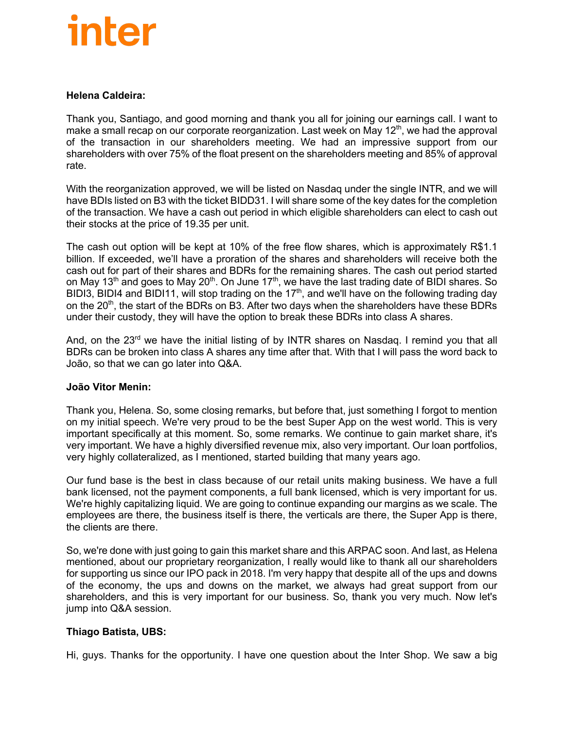**Helena Caldeira:**

Thank you, Santiago, and good morning and thank you all for joining our earnings call. I want to make a small recap on our corporate reorganization. Last week on May 12th, we had the approval of the transaction in our shareholders meeting. We had an impressive support from our shareholders with over 75% of the float present on the shareholders meeting and 85% of approval rate.

With the reorganization approved, we will be listed on Nasdaq under the single INTR, and we will have BDIs listed on B3 with the ticket BIDD31. I will share some of the key dates for the completion of the transaction. We have a cash out period in which eligible shareholders can elect to cash out their stocks at the price of 19.35 per unit.

The cash out option will be kept at 10% of the free flow shares, which is approximately R$1.1 billion. If exceeded, we'll have a proration of the shares and shareholders will receive both the cash out for part of their shares and BDRs for the remaining shares. The cash out period started on May 13th and goes to May 20th. On June 17th, we have the last trading date of BIDI shares. So BIDI3, BIDI4 and BIDI11, will stop trading on the 17th, and we'll have on the following trading day on the 20th, the start of the BDRs on B3. After two days when the shareholders have these BDRs under their custody, they will have the option to break these BDRs into class A shares.

And, on the 23rd we have the initial listing of by INTR shares on Nasdaq. I remind you that all BDRs can be broken into class A shares any time after that. With that I will pass the word back to João, so that we can go later into Q&A.

**João Vitor Menin:**

Thank you, Helena. So, some closing remarks, but before that, just something I forgot to mention on my initial speech. We're very proud to be the best Super App on the west world. This is very important specifically at this moment. So, some remarks. We continue to gain market share, it's very important. We have a highly diversified revenue mix, also very important. Our loan portfolios, very highly collateralized, as I mentioned, started building that many years ago.

Our fund base is the best in class because of our retail units making business. We have a full bank licensed, not the payment components, a full bank licensed, which is very important for us. We're highly capitalizing liquid. We are going to continue expanding our margins as we scale. The employees are there, the business itself is there, the verticals are there, the Super App is there, the clients are there.

So, we're done with just going to gain this market share and this ARPAC soon. And last, as Helena mentioned, about our proprietary reorganization, I really would like to thank all our shareholders for supporting us since our IPO pack in 2018. I'm very happy that despite all of the ups and downs of the economy, the ups and downs on the market, we always had great support from our shareholders, and this is very important for our business. So, thank you very much. Now let's jump into Q&A session.

**Thiago Batista, UBS:**

Hi, guys. Thanks for the opportunity. I have one question about the Inter Shop. We saw a big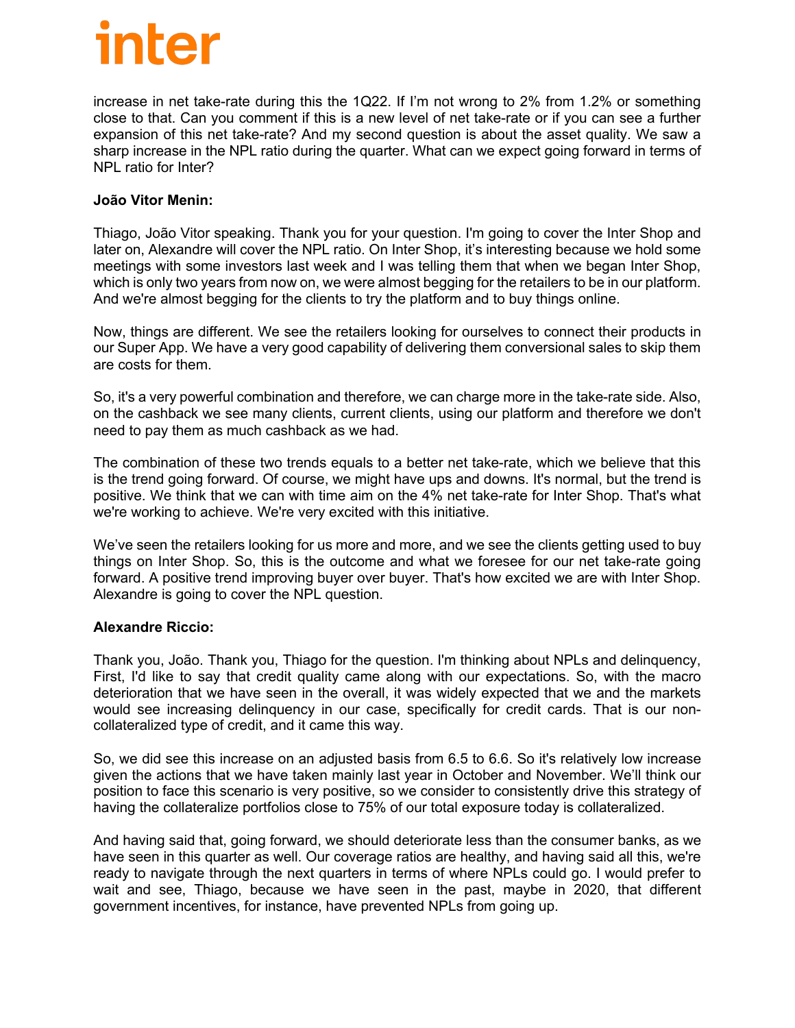increase in net take-rate during this the 1Q22. If I'm not wrong to 2% from 1.2% or something close to that. Can you comment if this is a new level of net take-rate or if you can see a further expansion of this net take-rate? And my second question is about the asset quality. We saw a sharp increase in the NPL ratio during the quarter. What can we expect going forward in terms of NPL ratio for Inter?

**João Vitor Menin:**

Thiago, João Vitor speaking. Thank you for your question. I'm going to cover the Inter Shop and later on, Alexandre will cover the NPL ratio. On Inter Shop, it's interesting because we hold some meetings with some investors last week and I was telling them that when we began Inter Shop, which is only two years from now on, we were almost begging for the retailers to be in our platform. And we're almost begging for the clients to try the platform and to buy things online.

Now, things are different. We see the retailers looking for ourselves to connect their products in our Super App. We have a very good capability of delivering them conversional sales to skip them are costs for them.

So, it's a very powerful combination and therefore, we can charge more in the take-rate side. Also, on the cashback we see many clients, current clients, using our platform and therefore we don't need to pay them as much cashback as we had.

The combination of these two trends equals to a better net take-rate, which we believe that this is the trend going forward. Of course, we might have ups and downs. It's normal, but the trend is positive. We think that we can with time aim on the 4% net take-rate for Inter Shop. That's what we're working to achieve. We're very excited with this initiative.

We've seen the retailers looking for us more and more, and we see the clients getting used to buy things on Inter Shop. So, this is the outcome and what we foresee for our net take-rate going forward. A positive trend improving buyer over buyer. That's how excited we are with Inter Shop. Alexandre is going to cover the NPL question.

**Alexandre Riccio:**

Thank you, João. Thank you, Thiago for the question. I'm thinking about NPLs and delinquency, First, I'd like to say that credit quality came along with our expectations. So, with the macro deterioration that we have seen in the overall, it was widely expected that we and the markets would see increasing delinquency in our case, specifically for credit cards. That is our non-collateralized type of credit, and it came this way.

So, we did see this increase on an adjusted basis from 6.5 to 6.6. So it's relatively low increase given the actions that we have taken mainly last year in October and November. We'll think our position to face this scenario is very positive, so we consider to consistently drive this strategy of having the collateralize portfolios close to 75% of our total exposure today is collateralized.

And having said that, going forward, we should deteriorate less than the consumer banks, as we have seen in this quarter as well. Our coverage ratios are healthy, and having said all this, we're ready to navigate through the next quarters in terms of where NPLs could go. I would prefer to wait and see, Thiago, because we have seen in the past, maybe in 2020, that different government incentives, for instance, have prevented NPLs from going up.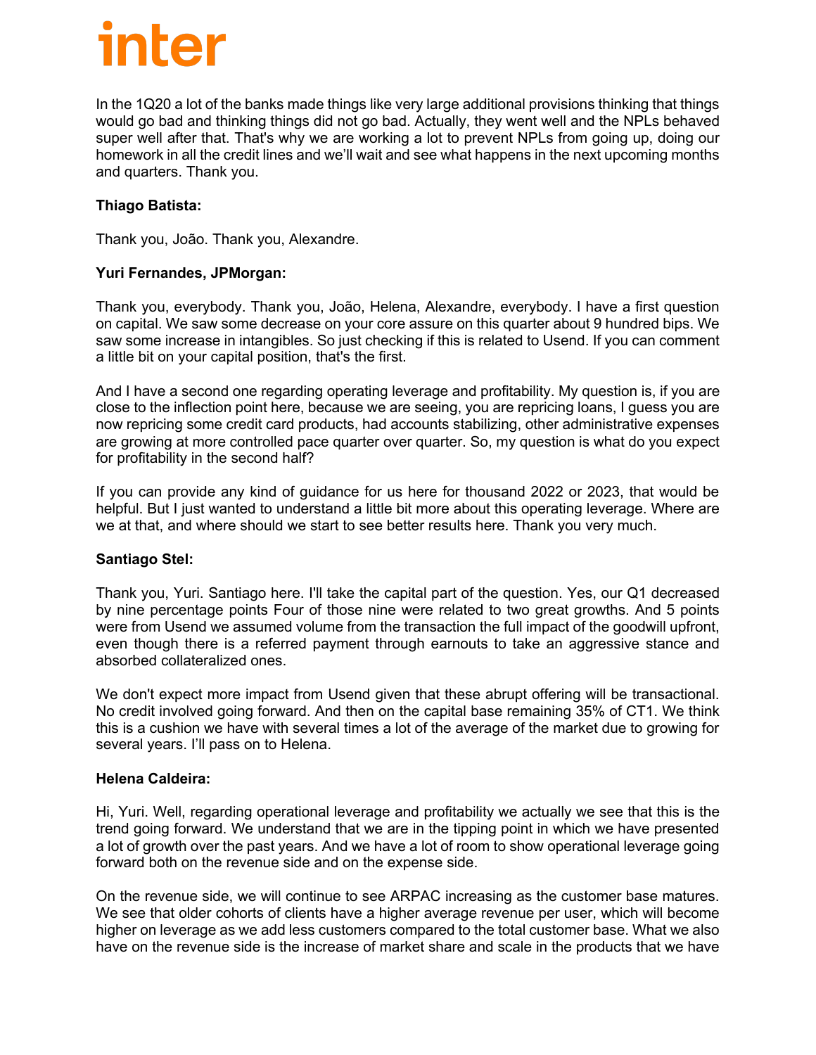In the 1Q20 a lot of the banks made things like very large additional provisions thinking that things would go bad and thinking things did not go bad. Actually, they went well and the NPLs behaved super well after that. That's why we are working a lot to prevent NPLs from going up, doing our homework in all the credit lines and we'll wait and see what happens in the next upcoming months and quarters. Thank you.

**Thiago Batista:**

Thank you, João. Thank you, Alexandre.

**Yuri Fernandes, JPMorgan:**

Thank you, everybody. Thank you, João, Helena, Alexandre, everybody. I have a first question on capital. We saw some decrease on your core assure on this quarter about 9 hundred bips. We saw some increase in intangibles. So just checking if this is related to Usend. If you can comment a little bit on your capital position, that's the first.

And I have a second one regarding operating leverage and profitability. My question is, if you are close to the inflection point here, because we are seeing, you are repricing loans, I guess you are now repricing some credit card products, had accounts stabilizing, other administrative expenses are growing at more controlled pace quarter over quarter. So, my question is what do you expect for profitability in the second half?

If you can provide any kind of guidance for us here for thousand 2022 or 2023, that would be helpful. But I just wanted to understand a little bit more about this operating leverage. Where are we at that, and where should we start to see better results here. Thank you very much.

**Santiago Stel:**

Thank you, Yuri. Santiago here. I'll take the capital part of the question. Yes, our Q1 decreased by nine percentage points Four of those nine were related to two great growths. And 5 points were from Usend we assumed volume from the transaction the full impact of the goodwill upfront, even though there is a referred payment through earnouts to take an aggressive stance and absorbed collateralized ones.

We don't expect more impact from Usend given that these abrupt offering will be transactional. No credit involved going forward. And then on the capital base remaining 35% of CT1. We think this is a cushion we have with several times a lot of the average of the market due to growing for several years. I'll pass on to Helena.

**Helena Caldeira:**

Hi, Yuri. Well, regarding operational leverage and profitability we actually we see that this is the trend going forward. We understand that we are in the tipping point in which we have presented a lot of growth over the past years. And we have a lot of room to show operational leverage going forward both on the revenue side and on the expense side.

On the revenue side, we will continue to see ARPAC increasing as the customer base matures. We see that older cohorts of clients have a higher average revenue per user, which will become higher on leverage as we add less customers compared to the total customer base. What we also have on the revenue side is the increase of market share and scale in the products that we have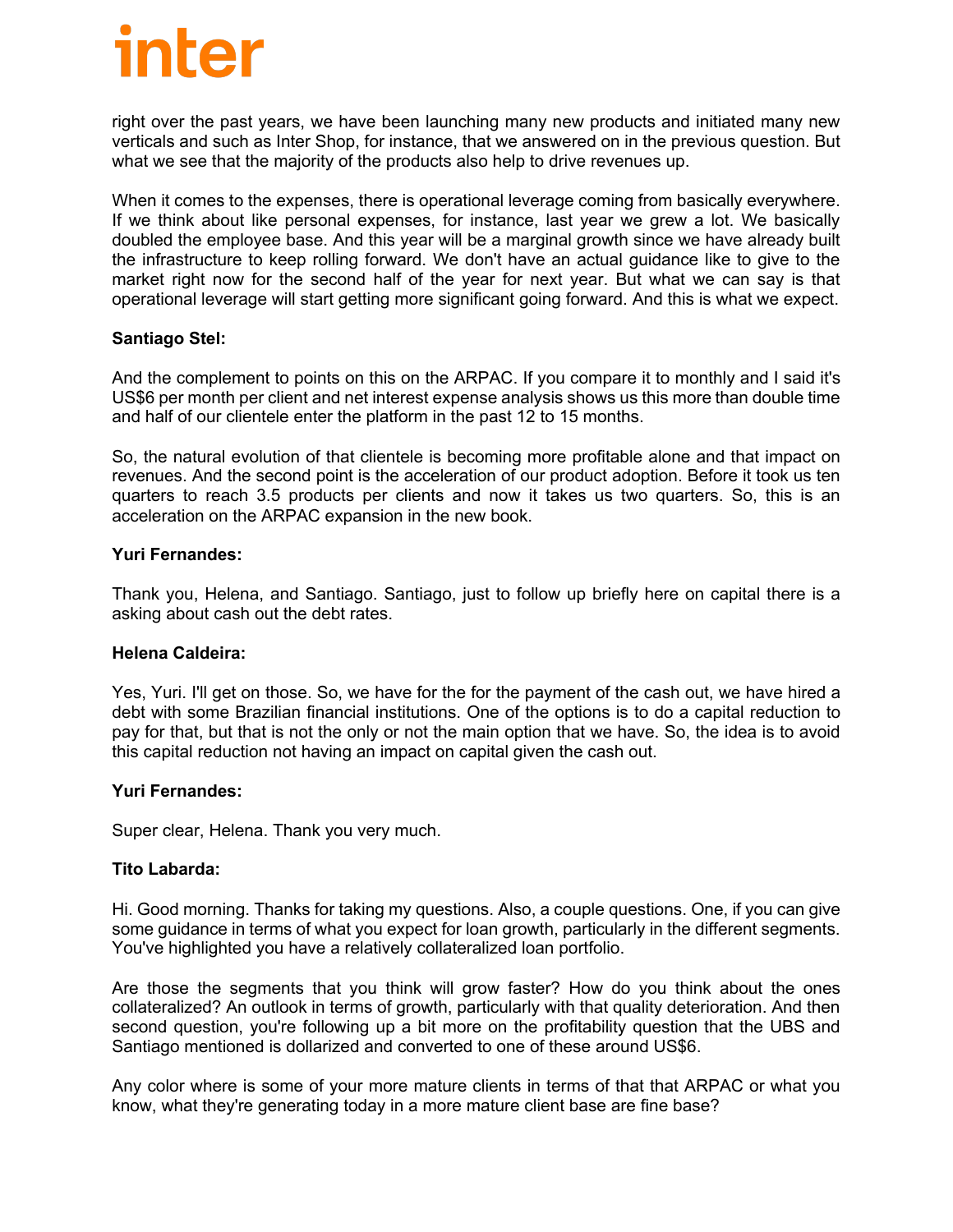right over the past years, we have been launching many new products and initiated many new verticals and such as Inter Shop, for instance, that we answered on in the previous question. But what we see that the majority of the products also help to drive revenues up.

When it comes to the expenses, there is operational leverage coming from basically everywhere. If we think about like personal expenses, for instance, last year we grew a lot. We basically doubled the employee base. And this year will be a marginal growth since we have already built the infrastructure to keep rolling forward. We don't have an actual guidance like to give to the market right now for the second half of the year for next year. But what we can say is that operational leverage will start getting more significant going forward. And this is what we expect.

**Santiago Stel:**

And the complement to points on this on the ARPAC. If you compare it to monthly and I said it's US$6 per month per client and net interest expense analysis shows us this more than double time and half of our clientele enter the platform in the past 12 to 15 months.

So, the natural evolution of that clientele is becoming more profitable alone and that impact on revenues. And the second point is the acceleration of our product adoption. Before it took us ten quarters to reach 3.5 products per clients and now it takes us two quarters. So, this is an acceleration on the ARPAC expansion in the new book.

**Yuri Fernandes:**

Thank you, Helena, and Santiago. Santiago, just to follow up briefly here on capital there is a asking about cash out the debt rates.

**Helena Caldeira:**

Yes, Yuri. I'll get on those. So, we have for the for the payment of the cash out, we have hired a debt with some Brazilian financial institutions. One of the options is to do a capital reduction to pay for that, but that is not the only or not the main option that we have. So, the idea is to avoid this capital reduction not having an impact on capital given the cash out.

**Yuri Fernandes:**

Super clear, Helena. Thank you very much.

**Tito Labarda:**

Hi. Good morning. Thanks for taking my questions. Also, a couple questions. One, if you can give some guidance in terms of what you expect for loan growth, particularly in the different segments. You've highlighted you have a relatively collateralized loan portfolio.

Are those the segments that you think will grow faster? How do you think about the ones collateralized? An outlook in terms of growth, particularly with that quality deterioration. And then second question, you're following up a bit more on the profitability question that the UBS and Santiago mentioned is dollarized and converted to one of these around US$6.

Any color where is some of your more mature clients in terms of that that ARPAC or what you know, what they're generating today in a more mature client base are fine base?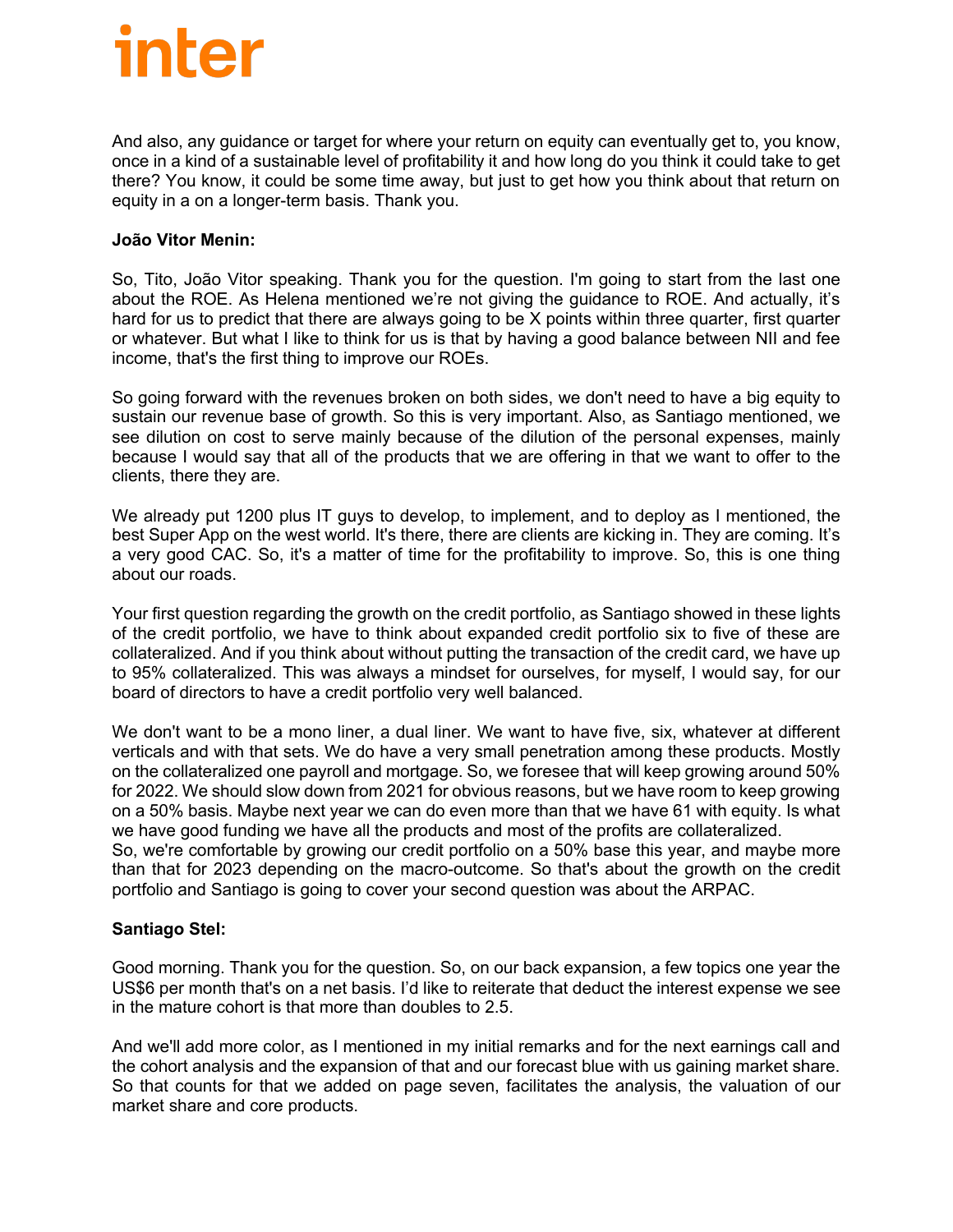And also, any guidance or target for where your return on equity can eventually get to, you know, once in a kind of a sustainable level of profitability it and how long do you think it could take to get there? You know, it could be some time away, but just to get how you think about that return on equity in a on a longer-term basis. Thank you.

**João Vitor Menin:**

So, Tito, João Vitor speaking. Thank you for the question. I'm going to start from the last one about the ROE. As Helena mentioned we're not giving the guidance to ROE. And actually, it's hard for us to predict that there are always going to be X points within three quarter, first quarter or whatever. But what I like to think for us is that by having a good balance between NII and fee income, that's the first thing to improve our ROEs.

So going forward with the revenues broken on both sides, we don't need to have a big equity to sustain our revenue base of growth. So this is very important. Also, as Santiago mentioned, we see dilution on cost to serve mainly because of the dilution of the personal expenses, mainly because I would say that all of the products that we are offering in that we want to offer to the clients, there they are.

We already put 1200 plus IT guys to develop, to implement, and to deploy as I mentioned, the best Super App on the west world. It's there, there are clients are kicking in. They are coming. It's a very good CAC. So, it's a matter of time for the profitability to improve. So, this is one thing about our roads.

Your first question regarding the growth on the credit portfolio, as Santiago showed in these lights of the credit portfolio, we have to think about expanded credit portfolio six to five of these are collateralized. And if you think about without putting the transaction of the credit card, we have up to 95% collateralized. This was always a mindset for ourselves, for myself, I would say, for our board of directors to have a credit portfolio very well balanced.

We don't want to be a mono liner, a dual liner. We want to have five, six, whatever at different verticals and with that sets. We do have a very small penetration among these products. Mostly on the collateralized one payroll and mortgage. So, we foresee that will keep growing around 50% for 2022. We should slow down from 2021 for obvious reasons, but we have room to keep growing on a 50% basis. Maybe next year we can do even more than that we have 61 with equity. Is what we have good funding we have all the products and most of the profits are collateralized.
So, we're comfortable by growing our credit portfolio on a 50% base this year, and maybe more than that for 2023 depending on the macro-outcome. So that's about the growth on the credit portfolio and Santiago is going to cover your second question was about the ARPAC.

**Santiago Stel:**

Good morning. Thank you for the question. So, on our back expansion, a few topics one year the US$6 per month that's on a net basis. I'd like to reiterate that deduct the interest expense we see in the mature cohort is that more than doubles to 2.5.

And we'll add more color, as I mentioned in my initial remarks and for the next earnings call and the cohort analysis and the expansion of that and our forecast blue with us gaining market share. So that counts for that we added on page seven, facilitates the analysis, the valuation of our market share and core products.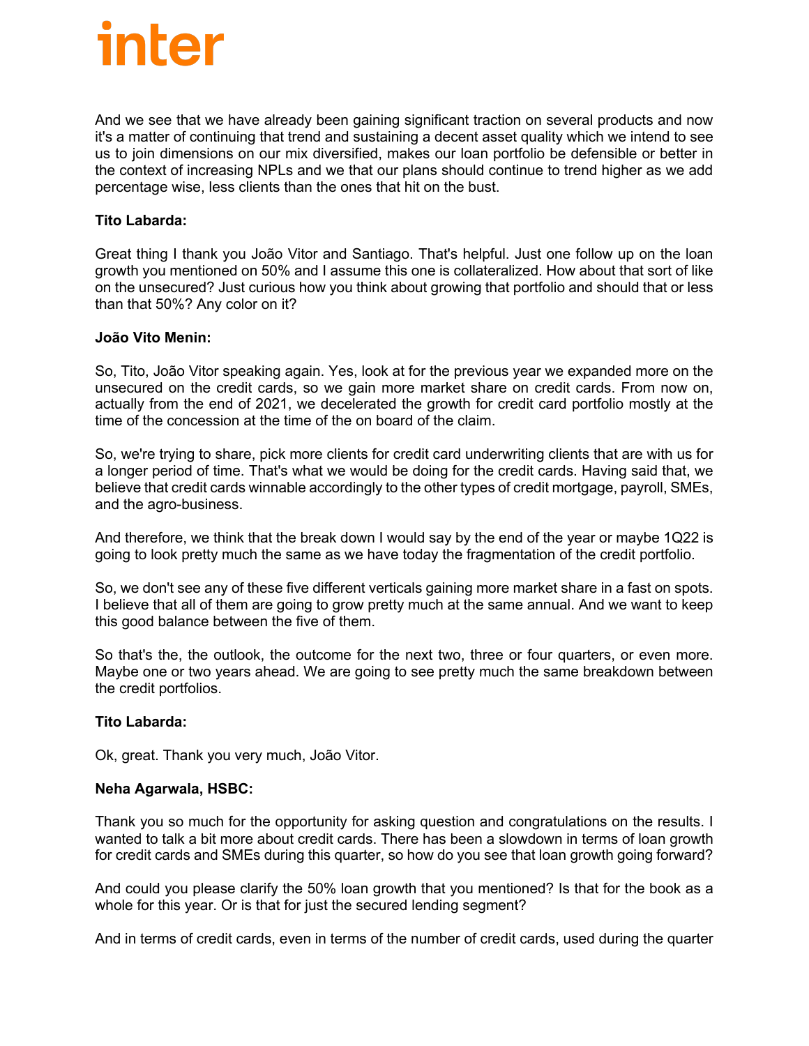And we see that we have already been gaining significant traction on several products and now it's a matter of continuing that trend and sustaining a decent asset quality which we intend to see us to join dimensions on our mix diversified, makes our loan portfolio be defensible or better in the context of increasing NPLs and we that our plans should continue to trend higher as we add percentage wise, less clients than the ones that hit on the bust.

**Tito Labarda:**

Great thing I thank you João Vitor and Santiago. That's helpful. Just one follow up on the loan growth you mentioned on 50% and I assume this one is collateralized. How about that sort of like on the unsecured? Just curious how you think about growing that portfolio and should that or less than that 50%? Any color on it?

**João Vito Menin:**

So, Tito, João Vitor speaking again. Yes, look at for the previous year we expanded more on the unsecured on the credit cards, so we gain more market share on credit cards. From now on, actually from the end of 2021, we decelerated the growth for credit card portfolio mostly at the time of the concession at the time of the on board of the claim.

So, we're trying to share, pick more clients for credit card underwriting clients that are with us for a longer period of time. That's what we would be doing for the credit cards. Having said that, we believe that credit cards winnable accordingly to the other types of credit mortgage, payroll, SMEs, and the agro-business.

And therefore, we think that the break down I would say by the end of the year or maybe 1Q22 is going to look pretty much the same as we have today the fragmentation of the credit portfolio.

So, we don't see any of these five different verticals gaining more market share in a fast on spots. I believe that all of them are going to grow pretty much at the same annual. And we want to keep this good balance between the five of them.

So that's the, the outlook, the outcome for the next two, three or four quarters, or even more. Maybe one or two years ahead. We are going to see pretty much the same breakdown between the credit portfolios.

**Tito Labarda:**

Ok, great. Thank you very much, João Vitor.

**Neha Agarwala, HSBC:**

Thank you so much for the opportunity for asking question and congratulations on the results. I wanted to talk a bit more about credit cards. There has been a slowdown in terms of loan growth for credit cards and SMEs during this quarter, so how do you see that loan growth going forward?

And could you please clarify the 50% loan growth that you mentioned? Is that for the book as a whole for this year. Or is that for just the secured lending segment?

And in terms of credit cards, even in terms of the number of credit cards, used during the quarter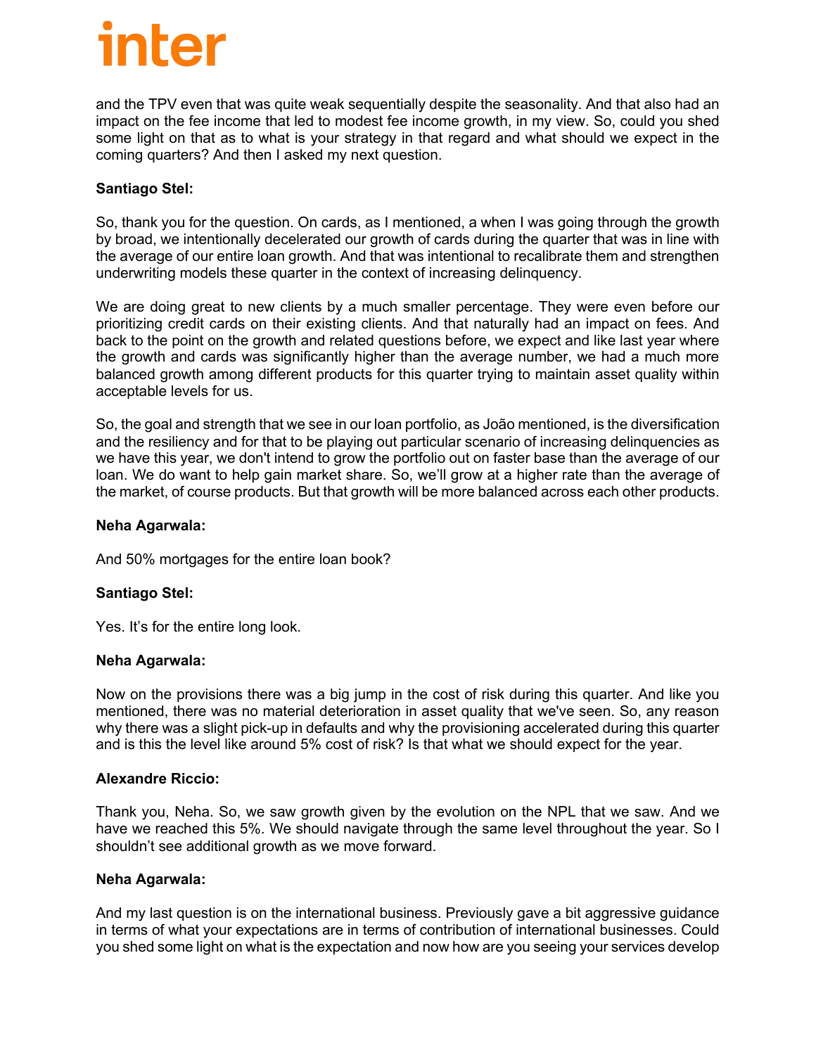and the TPV even that was quite weak sequentially despite the seasonality. And that also had an impact on the fee income that led to modest fee income growth, in my view. So, could you shed some light on that as to what is your strategy in that regard and what should we expect in the coming quarters? And then I asked my next question.

**Santiago Stel:**

So, thank you for the question. On cards, as I mentioned, a when I was going through the growth by broad, we intentionally decelerated our growth of cards during the quarter that was in line with the average of our entire loan growth. And that was intentional to recalibrate them and strengthen underwriting models these quarter in the context of increasing delinquency.

We are doing great to new clients by a much smaller percentage. They were even before our prioritizing credit cards on their existing clients. And that naturally had an impact on fees. And back to the point on the growth and related questions before, we expect and like last year where the growth and cards was significantly higher than the average number, we had a much more balanced growth among different products for this quarter trying to maintain asset quality within acceptable levels for us.

So, the goal and strength that we see in our loan portfolio, as João mentioned, is the diversification and the resiliency and for that to be playing out particular scenario of increasing delinquencies as we have this year, we don't intend to grow the portfolio out on faster base than the average of our loan. We do want to help gain market share. So, we'll grow at a higher rate than the average of the market, of course products. But that growth will be more balanced across each other products.

**Neha Agarwala:**

And 50% mortgages for the entire loan book?

**Santiago Stel:**

Yes. It's for the entire long look.

**Neha Agarwala:**

Now on the provisions there was a big jump in the cost of risk during this quarter. And like you mentioned, there was no material deterioration in asset quality that we've seen. So, any reason why there was a slight pick-up in defaults and why the provisioning accelerated during this quarter and is this the level like around 5% cost of risk? Is that what we should expect for the year.

**Alexandre Riccio:**

Thank you, Neha. So, we saw growth given by the evolution on the NPL that we saw. And we have we reached this 5%. We should navigate through the same level throughout the year. So I shouldn't see additional growth as we move forward.

**Neha Agarwala:**

And my last question is on the international business. Previously gave a bit aggressive guidance in terms of what your expectations are in terms of contribution of international businesses. Could you shed some light on what is the expectation and now how are you seeing your services develop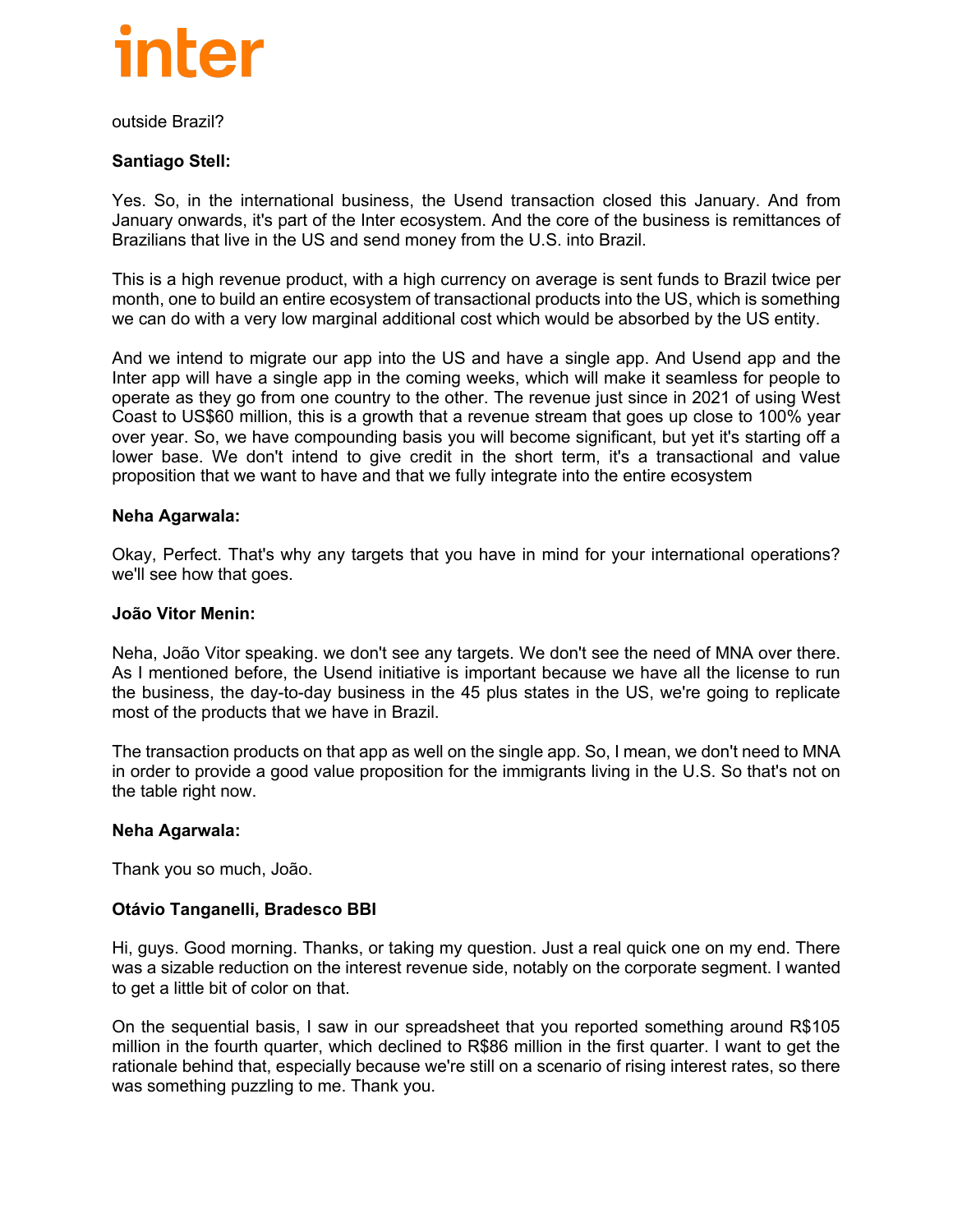outside Brazil?

**Santiago Stell:**

Yes. So, in the international business, the Usend transaction closed this January. And from January onwards, it's part of the Inter ecosystem. And the core of the business is remittances of Brazilians that live in the US and send money from the U.S. into Brazil.

This is a high revenue product, with a high currency on average is sent funds to Brazil twice per month, one to build an entire ecosystem of transactional products into the US, which is something we can do with a very low marginal additional cost which would be absorbed by the US entity.

And we intend to migrate our app into the US and have a single app. And Usend app and the Inter app will have a single app in the coming weeks, which will make it seamless for people to operate as they go from one country to the other. The revenue just since in 2021 of using West Coast to US$60 million, this is a growth that a revenue stream that goes up close to 100% year over year. So, we have compounding basis you will become significant, but yet it's starting off a lower base. We don't intend to give credit in the short term, it's a transactional and value proposition that we want to have and that we fully integrate into the entire ecosystem

**Neha Agarwala:**

Okay, Perfect. That's why any targets that you have in mind for your international operations? we'll see how that goes.

**João Vitor Menin:**

Neha, João Vitor speaking. we don't see any targets. We don't see the need of MNA over there. As I mentioned before, the Usend initiative is important because we have all the license to run the business, the day-to-day business in the 45 plus states in the US, we're going to replicate most of the products that we have in Brazil.

The transaction products on that app as well on the single app. So, I mean, we don't need to MNA in order to provide a good value proposition for the immigrants living in the U.S. So that's not on the table right now.

**Neha Agarwala:**

Thank you so much, João.

**Otávio Tanganelli, Bradesco BBI**

Hi, guys. Good morning. Thanks, or taking my question. Just a real quick one on my end. There was a sizable reduction on the interest revenue side, notably on the corporate segment. I wanted to get a little bit of color on that.

On the sequential basis, I saw in our spreadsheet that you reported something around R$105 million in the fourth quarter, which declined to R$86 million in the first quarter. I want to get the rationale behind that, especially because we're still on a scenario of rising interest rates, so there was something puzzling to me. Thank you.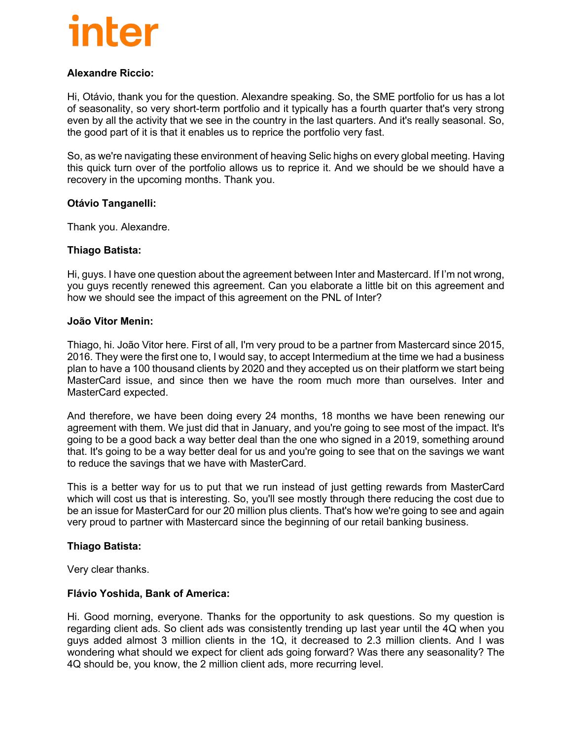**Alexandre Riccio:**

Hi, Otávio, thank you for the question. Alexandre speaking. So, the SME portfolio for us has a lot of seasonality, so very short-term portfolio and it typically has a fourth quarter that's very strong even by all the activity that we see in the country in the last quarters. And it's really seasonal. So, the good part of it is that it enables us to reprice the portfolio very fast.

So, as we're navigating these environment of heaving Selic highs on every global meeting. Having this quick turn over of the portfolio allows us to reprice it. And we should be we should have a recovery in the upcoming months. Thank you.

**Otávio Tanganelli:**

Thank you. Alexandre.

**Thiago Batista:**

Hi, guys. I have one question about the agreement between Inter and Mastercard. If I'm not wrong, you guys recently renewed this agreement. Can you elaborate a little bit on this agreement and how we should see the impact of this agreement on the PNL of Inter?

**João Vitor Menin:**

Thiago, hi. João Vitor here. First of all, I'm very proud to be a partner from Mastercard since 2015, 2016. They were the first one to, I would say, to accept Intermedium at the time we had a business plan to have a 100 thousand clients by 2020 and they accepted us on their platform we start being MasterCard issue, and since then we have the room much more than ourselves. Inter and MasterCard expected.

And therefore, we have been doing every 24 months, 18 months we have been renewing our agreement with them. We just did that in January, and you're going to see most of the impact. It's going to be a good back a way better deal than the one who signed in a 2019, something around that. It's going to be a way better deal for us and you're going to see that on the savings we want to reduce the savings that we have with MasterCard.

This is a better way for us to put that we run instead of just getting rewards from MasterCard which will cost us that is interesting. So, you'll see mostly through there reducing the cost due to be an issue for MasterCard for our 20 million plus clients. That's how we're going to see and again very proud to partner with Mastercard since the beginning of our retail banking business.

**Thiago Batista:**

Very clear thanks.

**Flávio Yoshida, Bank of America:**

Hi. Good morning, everyone. Thanks for the opportunity to ask questions. So my question is regarding client ads. So client ads was consistently trending up last year until the 4Q when you guys added almost 3 million clients in the 1Q, it decreased to 2.3 million clients. And I was wondering what should we expect for client ads going forward? Was there any seasonality? The 4Q should be, you know, the 2 million client ads, more recurring level.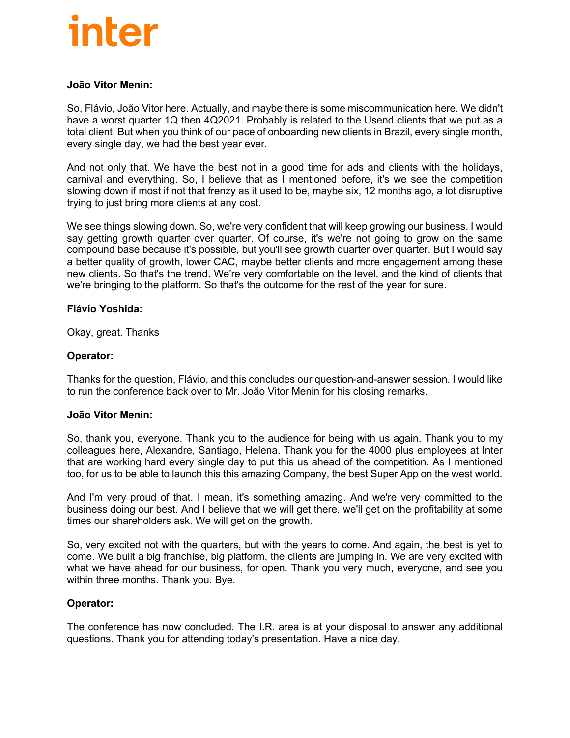**João Vitor Menin:**

So, Flávio, João Vitor here. Actually, and maybe there is some miscommunication here. We didn't have a worst quarter 1Q then 4Q2021. Probably is related to the Usend clients that we put as a total client. But when you think of our pace of onboarding new clients in Brazil, every single month, every single day, we had the best year ever.

And not only that. We have the best not in a good time for ads and clients with the holidays, carnival and everything. So, I believe that as I mentioned before, it's we see the competition slowing down if most if not that frenzy as it used to be, maybe six, 12 months ago, a lot disruptive trying to just bring more clients at any cost.

We see things slowing down. So, we're very confident that will keep growing our business. I would say getting growth quarter over quarter. Of course, it's we're not going to grow on the same compound base because it's possible, but you'll see growth quarter over quarter. But I would say a better quality of growth, lower CAC, maybe better clients and more engagement among these new clients. So that's the trend. We're very comfortable on the level, and the kind of clients that we're bringing to the platform. So that's the outcome for the rest of the year for sure.

**Flávio Yoshida:**

Okay, great. Thanks

**Operator:**

Thanks for the question, Flávio, and this concludes our question-and-answer session. I would like to run the conference back over to Mr. João Vitor Menin for his closing remarks.

**João Vitor Menin:**

So, thank you, everyone. Thank you to the audience for being with us again. Thank you to my colleagues here, Alexandre, Santiago, Helena. Thank you for the 4000 plus employees at Inter that are working hard every single day to put this us ahead of the competition. As I mentioned too, for us to be able to launch this this amazing Company, the best Super App on the west world.

And I'm very proud of that. I mean, it's something amazing. And we're very committed to the business doing our best. And I believe that we will get there. we'll get on the profitability at some times our shareholders ask. We will get on the growth.

So, very excited not with the quarters, but with the years to come. And again, the best is yet to come. We built a big franchise, big platform, the clients are jumping in. We are very excited with what we have ahead for our business, for open. Thank you very much, everyone, and see you within three months. Thank you. Bye.

**Operator:**

The conference has now concluded. The I.R. area is at your disposal to answer any additional questions. Thank you for attending today's presentation. Have a nice day.